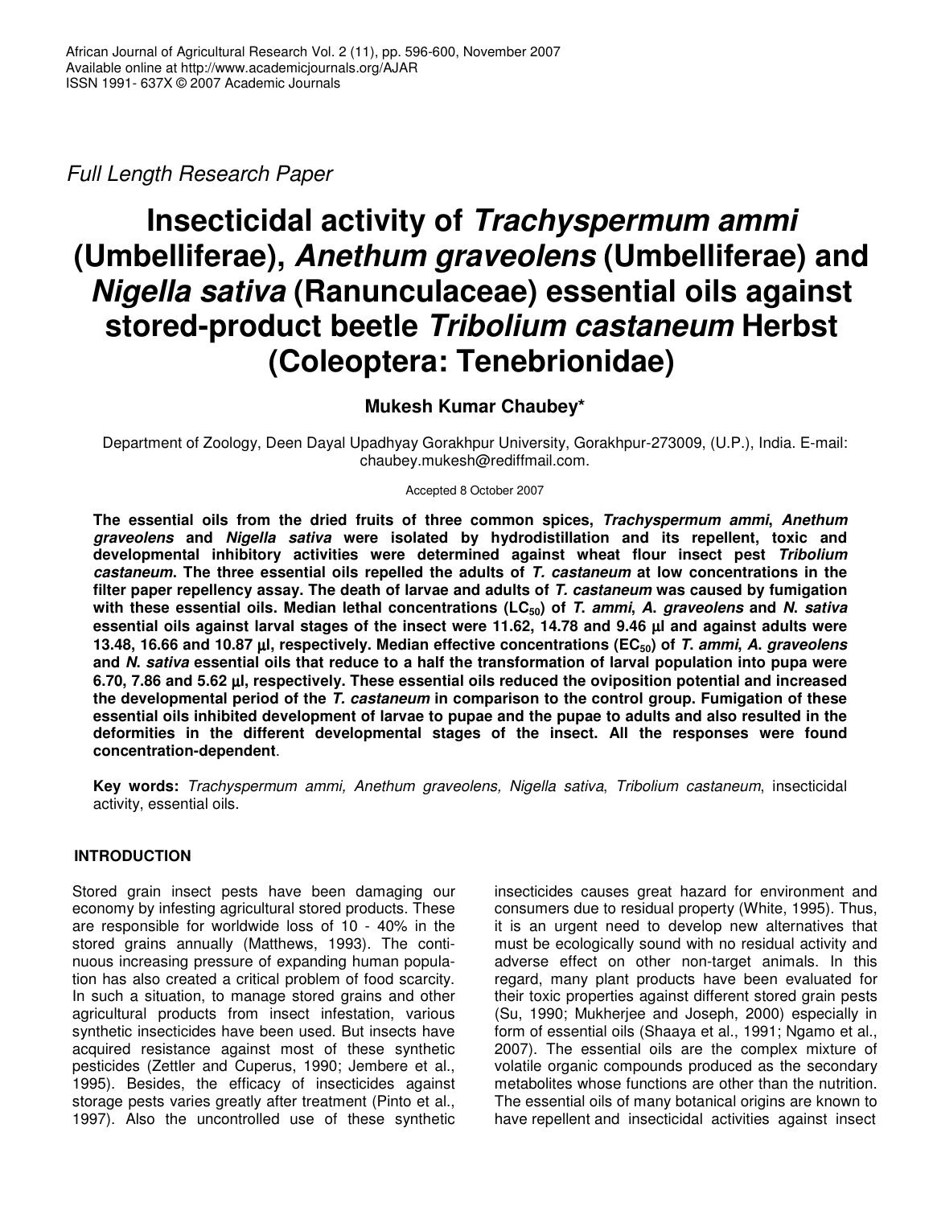*Full Length Research Paper*

# Insecticidal activity of *Trachyspermum ammi* (Umbelliferae), *Anethum graveolens* (Umbelliferae) and *Nigella sativa* (Ranunculaceae) essential oils against stored-product beetle *Tribolium castaneum* Herbst (Coleoptera: Tenebrionidae)

**Mukesh Kumar Chaubey***

Department of Zoology, Deen Dayal Upadhyay Gorakhpur University, Gorakhpur-273009, (U.P.), India. E-mail: chaubey.mukesh@rediffmail.com.

Accepted 8 October 2007

**The essential oils from the dried fruits of three common spices, *Trachyspermum ammi*, *Anethum graveolens* and *Nigella sativa* were isolated by hydrodistillation and its repellent, toxic and developmental inhibitory activities were determined against wheat flour insect pest *Tribolium castaneum*. The three essential oils repelled the adults of *T. castaneum* at low concentrations in the filter paper repellency assay. The death of larvae and adults of *T. castaneum* was caused by fumigation with these essential oils. Median lethal concentrations ($LC_{50}$) of *T. ammi*, *A. graveolens* and *N. sativa* essential oils against larval stages of the insect were 11.62, 14.78 and 9.46 µl and against adults were 13.48, 16.66 and 10.87 µl, respectively. Median effective concentrations ($EC_{50}$) of *T. ammi*, *A. graveolens* and *N. sativa* essential oils that reduce to a half the transformation of larval population into pupa were 6.70, 7.86 and 5.62 µl, respectively. These essential oils reduced the oviposition potential and increased the developmental period of the *T. castaneum* in comparison to the control group. Fumigation of these essential oils inhibited development of larvae to pupae and the pupae to adults and also resulted in the deformities in the different developmental stages of the insect. All the responses were found concentration-dependent**.

**Key words:** *Trachyspermum ammi, Anethum graveolens, Nigella sativa*, *Tribolium castaneum*, insecticidal activity, essential oils.

## INTRODUCTION

Stored grain insect pests have been damaging our economy by infesting agricultural stored products. These are responsible for worldwide loss of 10 - 40% in the stored grains annually (Matthews, 1993). The continuous increasing pressure of expanding human population has also created a critical problem of food scarcity. In such a situation, to manage stored grains and other agricultural products from insect infestation, various synthetic insecticides have been used. But insects have acquired resistance against most of these synthetic pesticides (Zettler and Cuperus, 1990; Jembere et al., 1995). Besides, the efficacy of insecticides against storage pests varies greatly after treatment (Pinto et al., 1997). Also the uncontrolled use of these synthetic insecticides causes great hazard for environment and consumers due to residual property (White, 1995). Thus, it is an urgent need to develop new alternatives that must be ecologically sound with no residual activity and adverse effect on other non-target animals. In this regard, many plant products have been evaluated for their toxic properties against different stored grain pests (Su, 1990; Mukherjee and Joseph, 2000) especially in form of essential oils (Shaaya et al., 1991; Ngamo et al., 2007). The essential oils are the complex mixture of volatile organic compounds produced as the secondary metabolites whose functions are other than the nutrition. The essential oils of many botanical origins are known to have repellent and insecticidal activities against insect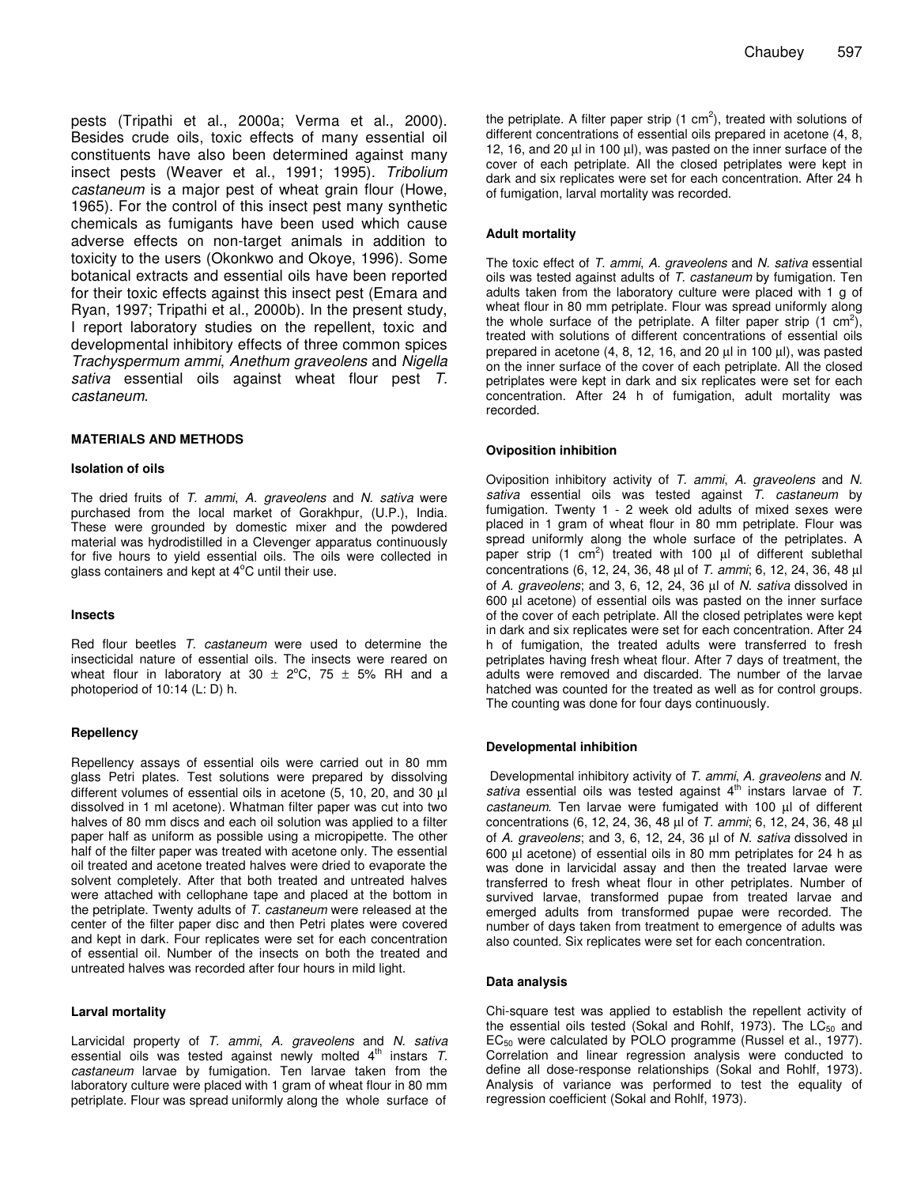pests (Tripathi et al., 2000a; Verma et al., 2000). Besides crude oils, toxic effects of many essential oil constituents have also been determined against many insect pests (Weaver et al., 1991; 1995). *Tribolium castaneum* is a major pest of wheat grain flour (Howe, 1965). For the control of this insect pest many synthetic chemicals as fumigants have been used which cause adverse effects on non-target animals in addition to toxicity to the users (Okonkwo and Okoye, 1996). Some botanical extracts and essential oils have been reported for their toxic effects against this insect pest (Emara and Ryan, 1997; Tripathi et al., 2000b). In the present study, I report laboratory studies on the repellent, toxic and developmental inhibitory effects of three common spices *Trachyspermum ammi*, *Anethum graveolens* and *Nigella sativa* essential oils against wheat flour pest *T. castaneum*.

## MATERIALS AND METHODS

### Isolation of oils

The dried fruits of *T. ammi*, *A. graveolens* and *N. sativa* were purchased from the local market of Gorakhpur, (U.P.), India. These were grounded by domestic mixer and the powdered material was hydrodistilled in a Clevenger apparatus continuously for five hours to yield essential oils. The oils were collected in glass containers and kept at 4°C until their use.

### Insects

Red flour beetles *T. castaneum* were used to determine the insecticidal nature of essential oils. The insects were reared on wheat flour in laboratory at 30 ± 2°C, 75 ± 5% RH and a photoperiod of 10:14 (L: D) h.

### Repellency

Repellency assays of essential oils were carried out in 80 mm glass Petri plates. Test solutions were prepared by dissolving different volumes of essential oils in acetone (5, 10, 20, and 30 µl dissolved in 1 ml acetone). Whatman filter paper was cut into two halves of 80 mm discs and each oil solution was applied to a filter paper half as uniform as possible using a micropipette. The other half of the filter paper was treated with acetone only. The essential oil treated and acetone treated halves were dried to evaporate the solvent completely. After that both treated and untreated halves were attached with cellophane tape and placed at the bottom in the petriplate. Twenty adults of *T. castaneum* were released at the center of the filter paper disc and then Petri plates were covered and kept in dark. Four replicates were set for each concentration of essential oil. Number of the insects on both the treated and untreated halves was recorded after four hours in mild light.

### Larval mortality

Larvicidal property of *T. ammi*, *A. graveolens* and *N. sativa* essential oils was tested against newly molted 4th instars *T. castaneum* larvae by fumigation. Ten larvae taken from the laboratory culture were placed with 1 gram of wheat flour in 80 mm petriplate. Flour was spread uniformly along the whole surface of the petriplate. A filter paper strip (1 cm²), treated with solutions of different concentrations of essential oils prepared in acetone (4, 8, 12, 16, and 20 µl in 100 µl), was pasted on the inner surface of the cover of each petriplate. All the closed petriplates were kept in dark and six replicates were set for each concentration. After 24 h of fumigation, larval mortality was recorded.

### Adult mortality

The toxic effect of *T. ammi*, *A. graveolens* and *N. sativa* essential oils was tested against adults of *T. castaneum* by fumigation. Ten adults taken from the laboratory culture were placed with 1 g of wheat flour in 80 mm petriplate. Flour was spread uniformly along the whole surface of the petriplate. A filter paper strip (1 cm²), treated with solutions of different concentrations of essential oils prepared in acetone (4, 8, 12, 16, and 20 µl in 100 µl), was pasted on the inner surface of the cover of each petriplate. All the closed petriplates were kept in dark and six replicates were set for each concentration. After 24 h of fumigation, adult mortality was recorded.

### Oviposition inhibition

Oviposition inhibitory activity of *T. ammi*, *A. graveolens* and *N. sativa* essential oils was tested against *T. castaneum* by fumigation. Twenty 1 - 2 week old adults of mixed sexes were placed in 1 gram of wheat flour in 80 mm petriplate. Flour was spread uniformly along the whole surface of the petriplates. A paper strip (1 cm²) treated with 100 µl of different sublethal concentrations (6, 12, 24, 36, 48 µl of *T. ammi*; 6, 12, 24, 36, 48 µl of *A. graveolens*; and 3, 6, 12, 24, 36 µl of *N. sativa* dissolved in 600 µl acetone) of essential oils was pasted on the inner surface of the cover of each petriplate. All the closed petriplates were kept in dark and six replicates were set for each concentration. After 24 h of fumigation, the treated adults were transferred to fresh petriplates having fresh wheat flour. After 7 days of treatment, the adults were removed and discarded. The number of the larvae hatched was counted for the treated as well as for control groups. The counting was done for four days continuously.

### Developmental inhibition

Developmental inhibitory activity of *T. ammi*, *A. graveolens* and *N. sativa* essential oils was tested against 4th instars larvae of *T. castaneum*. Ten larvae were fumigated with 100 µl of different concentrations (6, 12, 24, 36, 48 µl of *T. ammi*; 6, 12, 24, 36, 48 µl of *A. graveolens*; and 3, 6, 12, 24, 36 µl of *N. sativa* dissolved in 600 µl acetone) of essential oils in 80 mm petriplates for 24 h as was done in larvicidal assay and then the treated larvae were transferred to fresh wheat flour in other petriplates. Number of survived larvae, transformed pupae from treated larvae and emerged adults from transformed pupae were recorded. The number of days taken from treatment to emergence of adults was also counted. Six replicates were set for each concentration.

### Data analysis

Chi-square test was applied to establish the repellent activity of the essential oils tested (Sokal and Rohlf, 1973). The $LC_{50}$ and $EC_{50}$ were calculated by POLO programme (Russel et al., 1977). Correlation and linear regression analysis were conducted to define all dose-response relationships (Sokal and Rohlf, 1973). Analysis of variance was performed to test the equality of regression coefficient (Sokal and Rohlf, 1973).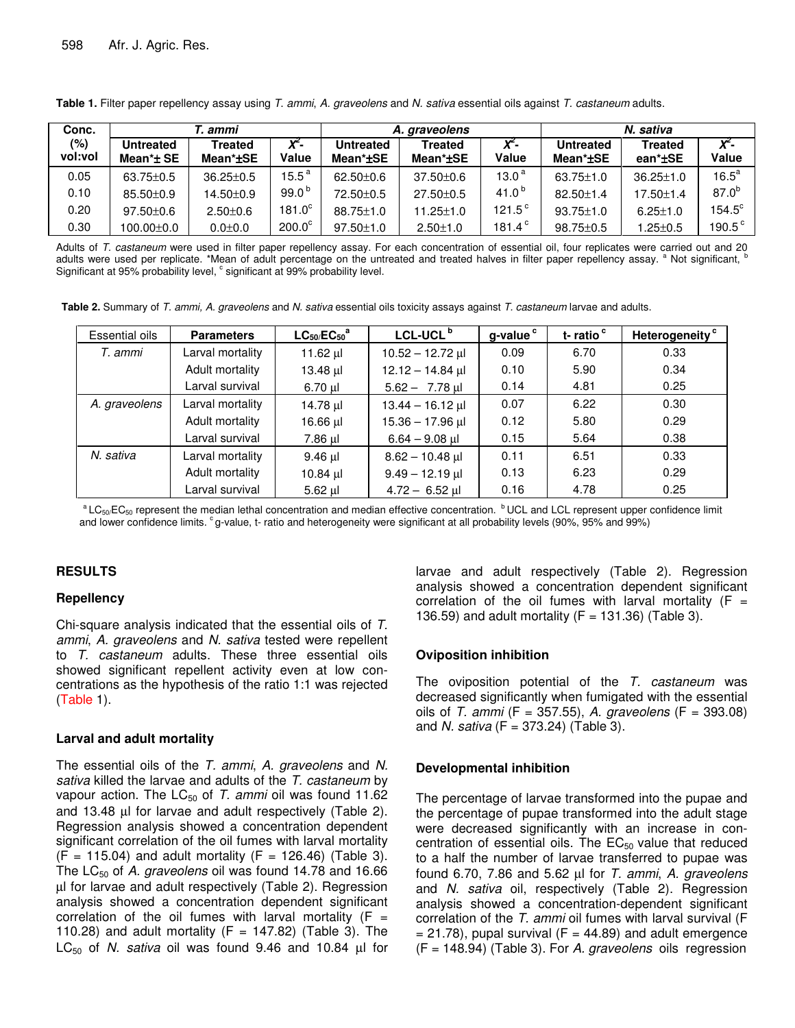**Table 1.** Filter paper repellency assay using *T. ammi*, *A. graveolens* and *N. sativa* essential oils against *T. castaneum* adults.

| Conc. (%) vol:vol | *T. ammi* | | | *A. graveolens* | | | *N. sativa* | | |
|---|---|---|---|---|---|---|---|---|---|
| | Untreated Mean*± SE | Treated Mean*±SE | $X^2$-Value | Untreated Mean*±SE | Treated Mean*±SE | $X^2$-Value | Untreated Mean*±SE | Treated ean*±SE | $X^2$-Value |
| 0.05 | 63.75±0.5 | 36.25±0.5 | 15.5[a] | 62.50±0.6 | 37.50±0.6 | 13.0[a] | 63.75±1.0 | 36.25±1.0 | 16.5[a] |
| 0.10 | 85.50±0.9 | 14.50±0.9 | 99.0[b] | 72.50±0.5 | 27.50±0.5 | 41.0[b] | 82.50±1.4 | 17.50±1.4 | 87.0[b] |
| 0.20 | 97.50±0.6 | 2.50±0.6 | 181.0[c] | 88.75±1.0 | 11.25±1.0 | 121.5[c] | 93.75±1.0 | 6.25±1.0 | 154.5[c] |
| 0.30 | 100.00±0.0 | 0.0±0.0 | 200.0[c] | 97.50±1.0 | 2.50±1.0 | 181.4[c] | 98.75±0.5 | 1.25±0.5 | 190.5[c] |

Adults of *T. castaneum* were used in filter paper repellency assay. For each concentration of essential oil, four replicates were carried out and 20 adults were used per replicate. *Mean of adult percentage on the untreated and treated halves in filter paper repellency assay. [a] Not significant, [b] Significant at 95% probability level, [c] significant at 99% probability level.

**Table 2.** Summary of *T. ammi, A. graveolens* and *N. sativa* essential oils toxicity assays against *T. castaneum* larvae and adults.

| Essential oils | Parameters | $LC_{50}/EC_{50}$[a] | LCL-UCL[b] | g-value[c] | t- ratio[c] | Heterogeneity[c] |
|---|---|---|---|---|---|---|
| *T. ammi* | Larval mortality | 11.62 µl | 10.52 – 12.72 µl | 0.09 | 6.70 | 0.33 |
| | Adult mortality | 13.48 µl | 12.12 – 14.84 µl | 0.10 | 5.90 | 0.34 |
| | Larval survival | 6.70 µl | 5.62 – 7.78 µl | 0.14 | 4.81 | 0.25 |
| *A. graveolens* | Larval mortality | 14.78 µl | 13.44 – 16.12 µl | 0.07 | 6.22 | 0.30 |
| | Adult mortality | 16.66 µl | 15.36 – 17.96 µl | 0.12 | 5.80 | 0.29 |
| | Larval survival | 7.86 µl | 6.64 – 9.08 µl | 0.15 | 5.64 | 0.38 |
| *N. sativa* | Larval mortality | 9.46 µl | 8.62 – 10.48 µl | 0.11 | 6.51 | 0.33 |
| | Adult mortality | 10.84 µl | 9.49 – 12.19 µl | 0.13 | 6.23 | 0.29 |
| | Larval survival | 5.62 µl | 4.72 – 6.52 µl | 0.16 | 4.78 | 0.25 |

[a] $LC_{50}/EC_{50}$ represent the median lethal concentration and median effective concentration. [b] UCL and LCL represent upper confidence limit and lower confidence limits. [c] g-value, t- ratio and heterogeneity were significant at all probability levels (90%, 95% and 99%)

## RESULTS

### Repellency

Chi-square analysis indicated that the essential oils of *T. ammi*, *A. graveolens* and *N. sativa* tested were repellent to *T. castaneum* adults. These three essential oils showed significant repellent activity even at low concentrations as the hypothesis of the ratio 1:1 was rejected (Table 1).

### Larval and adult mortality

The essential oils of the *T. ammi*, *A. graveolens* and *N. sativa* killed the larvae and adults of the *T. castaneum* by vapour action. The $LC_{50}$ of *T. ammi* oil was found 11.62 and 13.48 µl for larvae and adult respectively (Table 2). Regression analysis showed a concentration dependent significant correlation of the oil fumes with larval mortality ($F = 115.04$) and adult mortality ($F = 126.46$) (Table 3). The $LC_{50}$ of *A. graveolens* oil was found 14.78 and 16.66 µl for larvae and adult respectively (Table 2). Regression analysis showed a concentration dependent significant correlation of the oil fumes with larval mortality ($F = 110.28$) and adult mortality ($F = 147.82$) (Table 3). The $LC_{50}$ of *N. sativa* oil was found 9.46 and 10.84 µl for larvae and adult respectively (Table 2). Regression analysis showed a concentration dependent significant correlation of the oil fumes with larval mortality ($F = 136.59$) and adult mortality ($F = 131.36$) (Table 3).

### Oviposition inhibition

The oviposition potential of the *T. castaneum* was decreased significantly when fumigated with the essential oils of *T. ammi* ($F = 357.55$), *A. graveolens* ($F = 393.08$) and *N. sativa* ($F = 373.24$) (Table 3).

### Developmental inhibition

The percentage of larvae transformed into the pupae and the percentage of pupae transformed into the adult stage were decreased significantly with an increase in concentration of essential oils. The $EC_{50}$ value that reduced to a half the number of larvae transferred to pupae was found 6.70, 7.86 and 5.62 µl for *T. ammi*, *A. graveolens* and *N. sativa* oil, respectively (Table 2). Regression analysis showed a concentration-dependent significant correlation of the *T. ammi* oil fumes with larval survival ($F = 21.78$), pupal survival ($F = 44.89$) and adult emergence ($F = 148.94$) (Table 3). For *A. graveolens* oils regression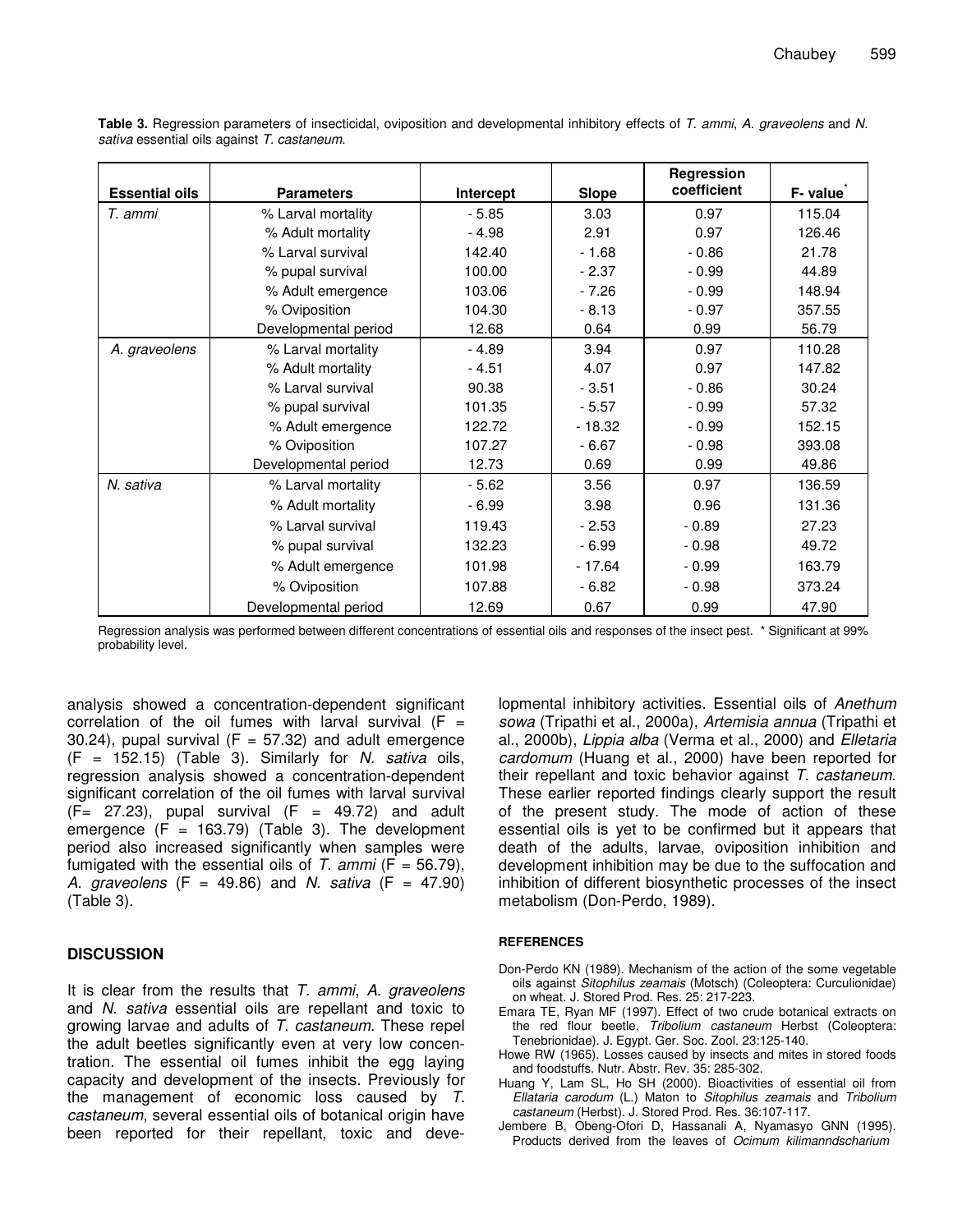**Table 3.** Regression parameters of insecticidal, oviposition and developmental inhibitory effects of *T. ammi*, *A. graveolens* and *N. sativa* essential oils against *T. castaneum*.

| Essential oils | Parameters | Intercept | Slope | Regression coefficient | F- value* |
|---|---|---|---|---|---|
| *T. ammi* | % Larval mortality | - 5.85 | 3.03 | 0.97 | 115.04 |
| | % Adult mortality | - 4.98 | 2.91 | 0.97 | 126.46 |
| | % Larval survival | 142.40 | - 1.68 | - 0.86 | 21.78 |
| | % pupal survival | 100.00 | - 2.37 | - 0.99 | 44.89 |
| | % Adult emergence | 103.06 | - 7.26 | - 0.99 | 148.94 |
| | % Oviposition | 104.30 | - 8.13 | - 0.97 | 357.55 |
| | Developmental period | 12.68 | 0.64 | 0.99 | 56.79 |
| *A. graveolens* | % Larval mortality | - 4.89 | 3.94 | 0.97 | 110.28 |
| | % Adult mortality | - 4.51 | 4.07 | 0.97 | 147.82 |
| | % Larval survival | 90.38 | - 3.51 | - 0.86 | 30.24 |
| | % pupal survival | 101.35 | - 5.57 | - 0.99 | 57.32 |
| | % Adult emergence | 122.72 | - 18.32 | - 0.99 | 152.15 |
| | % Oviposition | 107.27 | - 6.67 | - 0.98 | 393.08 |
| | Developmental period | 12.73 | 0.69 | 0.99 | 49.86 |
| *N. sativa* | % Larval mortality | - 5.62 | 3.56 | 0.97 | 136.59 |
| | % Adult mortality | - 6.99 | 3.98 | 0.96 | 131.36 |
| | % Larval survival | 119.43 | - 2.53 | - 0.89 | 27.23 |
| | % pupal survival | 132.23 | - 6.99 | - 0.98 | 49.72 |
| | % Adult emergence | 101.98 | - 17.64 | - 0.99 | 163.79 |
| | % Oviposition | 107.88 | - 6.82 | - 0.98 | 373.24 |
| | Developmental period | 12.69 | 0.67 | 0.99 | 47.90 |

Regression analysis was performed between different concentrations of essential oils and responses of the insect pest. * Significant at 99% probability level.

analysis showed a concentration-dependent significant correlation of the oil fumes with larval survival ($F = 30.24$), pupal survival ($F = 57.32$) and adult emergence ($F = 152.15$) (Table 3). Similarly for *N. sativa* oils, regression analysis showed a concentration-dependent significant correlation of the oil fumes with larval survival ($F= 27.23$), pupal survival ($F = 49.72$) and adult emergence ($F = 163.79$) (Table 3). The development period also increased significantly when samples were fumigated with the essential oils of *T. ammi* ($F = 56.79$), *A. graveolens* ($F = 49.86$) and *N. sativa* ($F = 47.90$) (Table 3).

## DISCUSSION

It is clear from the results that *T. ammi*, *A. graveolens* and *N. sativa* essential oils are repellant and toxic to growing larvae and adults of *T. castaneum*. These repel the adult beetles significantly even at very low concentration. The essential oil fumes inhibit the egg laying capacity and development of the insects. Previously for the management of economic loss caused by *T. castaneum*, several essential oils of botanical origin have been reported for their repellant, toxic and developmental inhibitory activities. Essential oils of *Anethum sowa* (Tripathi et al., 2000a), *Artemisia annua* (Tripathi et al., 2000b), *Lippia alba* (Verma et al., 2000) and *Elletaria cardomum* (Huang et al., 2000) have been reported for their repellant and toxic behavior against *T. castaneum*. These earlier reported findings clearly support the result of the present study. The mode of action of these essential oils is yet to be confirmed but it appears that death of the adults, larvae, oviposition inhibition and development inhibition may be due to the suffocation and inhibition of different biosynthetic processes of the insect metabolism (Don-Perdo, 1989).

### REFERENCES

Don-Perdo KN (1989). Mechanism of the action of the some vegetable oils against *Sitophilus zeamais* (Motsch) (Coleoptera: Curculionidae) on wheat. J. Stored Prod. Res. 25: 217-223.

Emara TE, Ryan MF (1997). Effect of two crude botanical extracts on the red flour beetle, *Tribolium castaneum* Herbst (Coleoptera: Tenebrionidae). J. Egypt. Ger. Soc. Zool. 23:125-140.

Howe RW (1965). Losses caused by insects and mites in stored foods and foodstuffs. Nutr. Abstr. Rev. 35: 285-302.

Huang Y, Lam SL, Ho SH (2000). Bioactivities of essential oil from *Ellataria carodum* (L.) Maton to *Sitophilus zeamais* and *Tribolium castaneum* (Herbst). J. Stored Prod. Res. 36:107-117.

Jembere B, Obeng-Ofori D, Hassanali A, Nyamasyo GNN (1995). Products derived from the leaves of *Ocimum kilimanndscharium*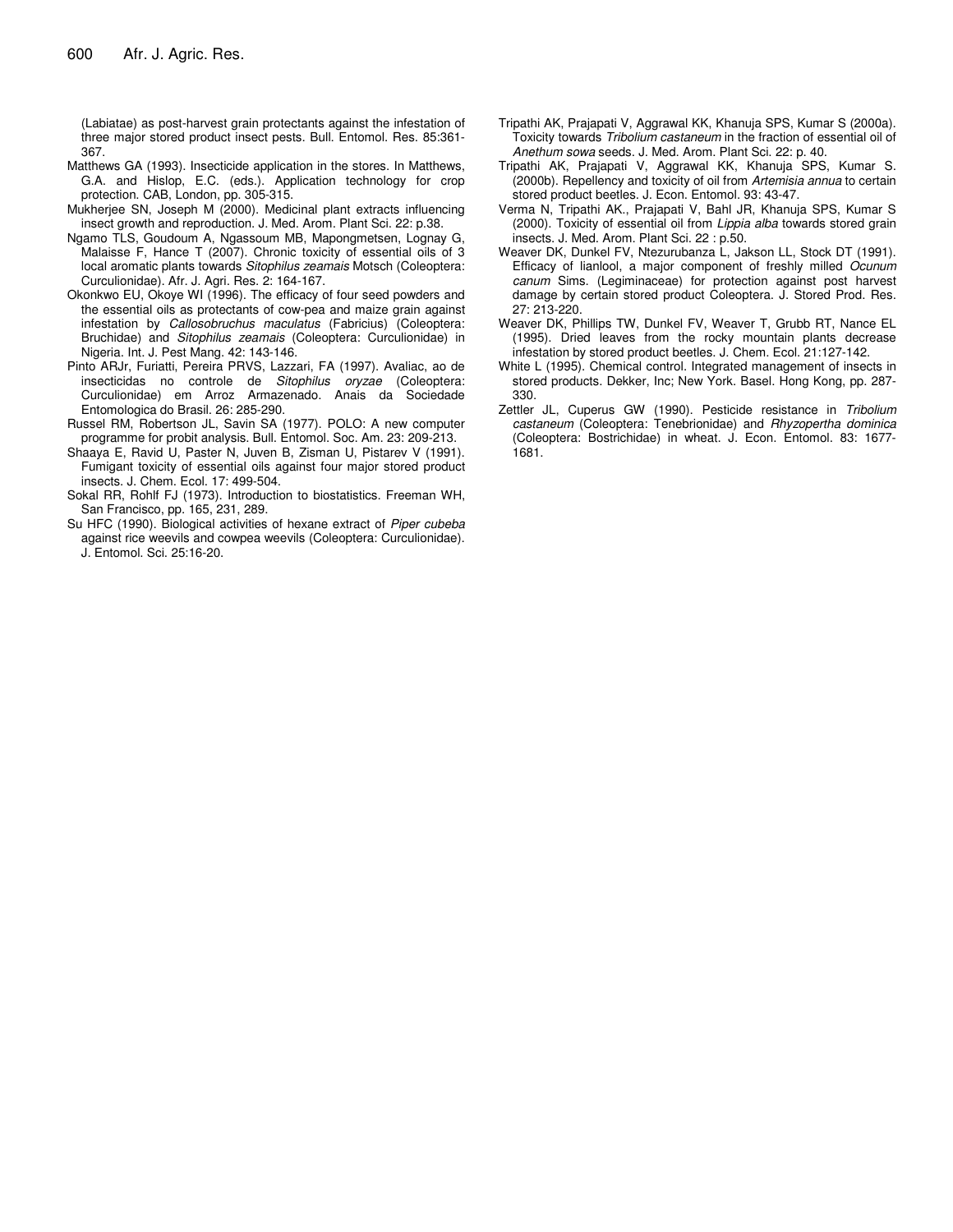(Labiatae) as post-harvest grain protectants against the infestation of three major stored product insect pests. Bull. Entomol. Res. 85:361-367.

Matthews GA (1993). Insecticide application in the stores. In Matthews, G.A. and Hislop, E.C. (eds.). Application technology for crop protection. CAB, London, pp. 305-315.

Mukherjee SN, Joseph M (2000). Medicinal plant extracts influencing insect growth and reproduction. J. Med. Arom. Plant Sci. 22: p.38.

Ngamo TLS, Goudoum A, Ngassoum MB, Mapongmetsen, Lognay G, Malaisse F, Hance T (2007). Chronic toxicity of essential oils of 3 local aromatic plants towards *Sitophilus zeamais* Motsch (Coleoptera: Curculionidae). Afr. J. Agri. Res. 2: 164-167.

Okonkwo EU, Okoye WI (1996). The efficacy of four seed powders and the essential oils as protectants of cow-pea and maize grain against infestation by *Callosobruchus maculatus* (Fabricius) (Coleoptera: Bruchidae) and *Sitophilus zeamais* (Coleoptera: Curculionidae) in Nigeria. Int. J. Pest Mang. 42: 143-146.

Pinto ARJr, Furiatti, Pereira PRVS, Lazzari, FA (1997). Avaliac, ao de insecticidas no controle de *Sitophilus oryzae* (Coleoptera: Curculionidae) em Arroz Armazenado. Anais da Sociedade Entomologica do Brasil. 26: 285-290.

Russel RM, Robertson JL, Savin SA (1977). POLO: A new computer programme for probit analysis. Bull. Entomol. Soc. Am. 23: 209-213.

Shaaya E, Ravid U, Paster N, Juven B, Zisman U, Pistarev V (1991). Fumigant toxicity of essential oils against four major stored product insects. J. Chem. Ecol. 17: 499-504.

Sokal RR, Rohlf FJ (1973). Introduction to biostatistics. Freeman WH, San Francisco, pp. 165, 231, 289.

Su HFC (1990). Biological activities of hexane extract of *Piper cubeba* against rice weevils and cowpea weevils (Coleoptera: Curculionidae). J. Entomol. Sci. 25:16-20.

Tripathi AK, Prajapati V, Aggrawal KK, Khanuja SPS, Kumar S (2000a). Toxicity towards *Tribolium castaneum* in the fraction of essential oil of *Anethum sowa* seeds. J. Med. Arom. Plant Sci. 22: p. 40.

Tripathi AK, Prajapati V, Aggrawal KK, Khanuja SPS, Kumar S. (2000b). Repellency and toxicity of oil from *Artemisia annua* to certain stored product beetles. J. Econ. Entomol. 93: 43-47.

Verma N, Tripathi AK., Prajapati V, Bahl JR, Khanuja SPS, Kumar S (2000). Toxicity of essential oil from *Lippia alba* towards stored grain insects. J. Med. Arom. Plant Sci. 22 : p.50.

Weaver DK, Dunkel FV, Ntezurubanza L, Jakson LL, Stock DT (1991). Efficacy of lianlool, a major component of freshly milled *Ocunum canum* Sims. (Legiminaceae) for protection against post harvest damage by certain stored product Coleoptera. J. Stored Prod. Res. 27: 213-220.

Weaver DK, Phillips TW, Dunkel FV, Weaver T, Grubb RT, Nance EL (1995). Dried leaves from the rocky mountain plants decrease infestation by stored product beetles. J. Chem. Ecol. 21:127-142.

White L (1995). Chemical control. Integrated management of insects in stored products. Dekker, Inc; New York. Basel. Hong Kong, pp. 287-330.

Zettler JL, Cuperus GW (1990). Pesticide resistance in *Tribolium castaneum* (Coleoptera: Tenebrionidae) and *Rhyzopertha dominica* (Coleoptera: Bostrichidae) in wheat. J. Econ. Entomol. 83: 1677-1681.